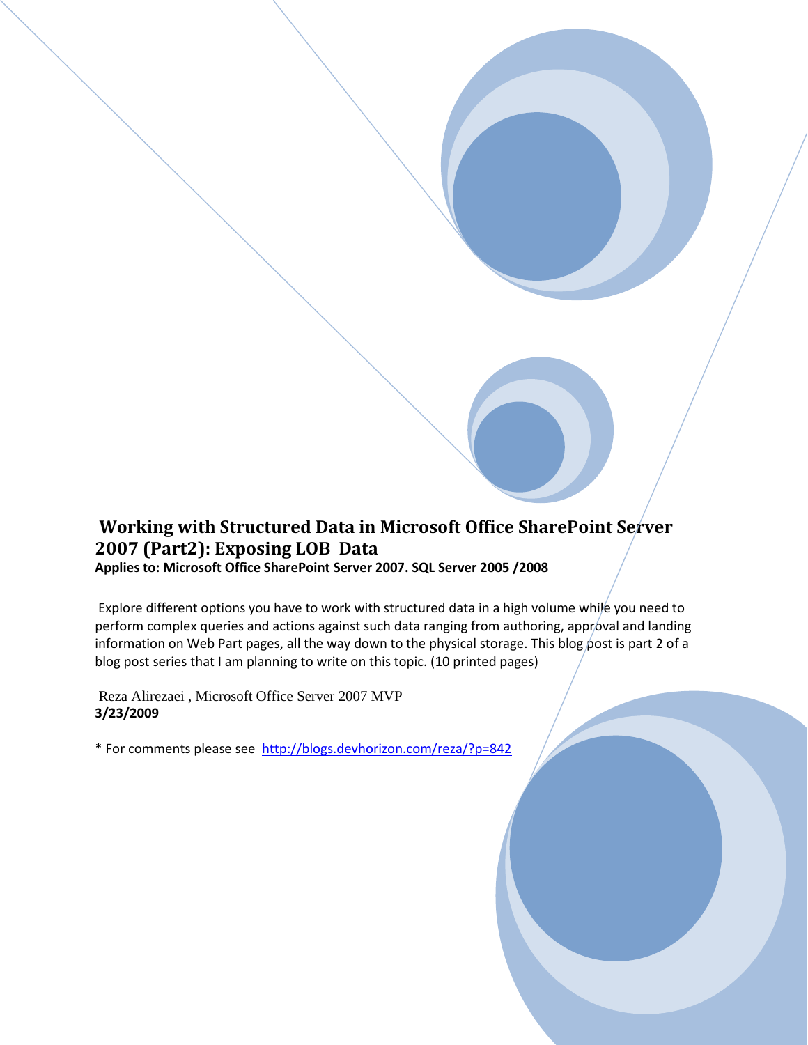# Working with Structured Data in Microsoft Office SharePoint Server 2007 (Part2): Exposing LOB Data

**Applies to: Microsoft Office SharePoint Server 2007. SQL Server 2005 /2008**

Explore different options you have to work with structured data in a high volume while you need to perform complex queries and actions against such data ranging from authoring, approval and landing information on Web Part pages, all the way down to the physical storage. This blog post is part 2 of a blog post series that I am planning to write on this topic. (10 printed pages)

Reza Alirezaei , Microsoft Office Server 2007 MVP
**3/23/2009**

* For comments please see [http://blogs.devhorizon.com/reza/?p=842](http://blogs.devhorizon.com/reza/?p=842)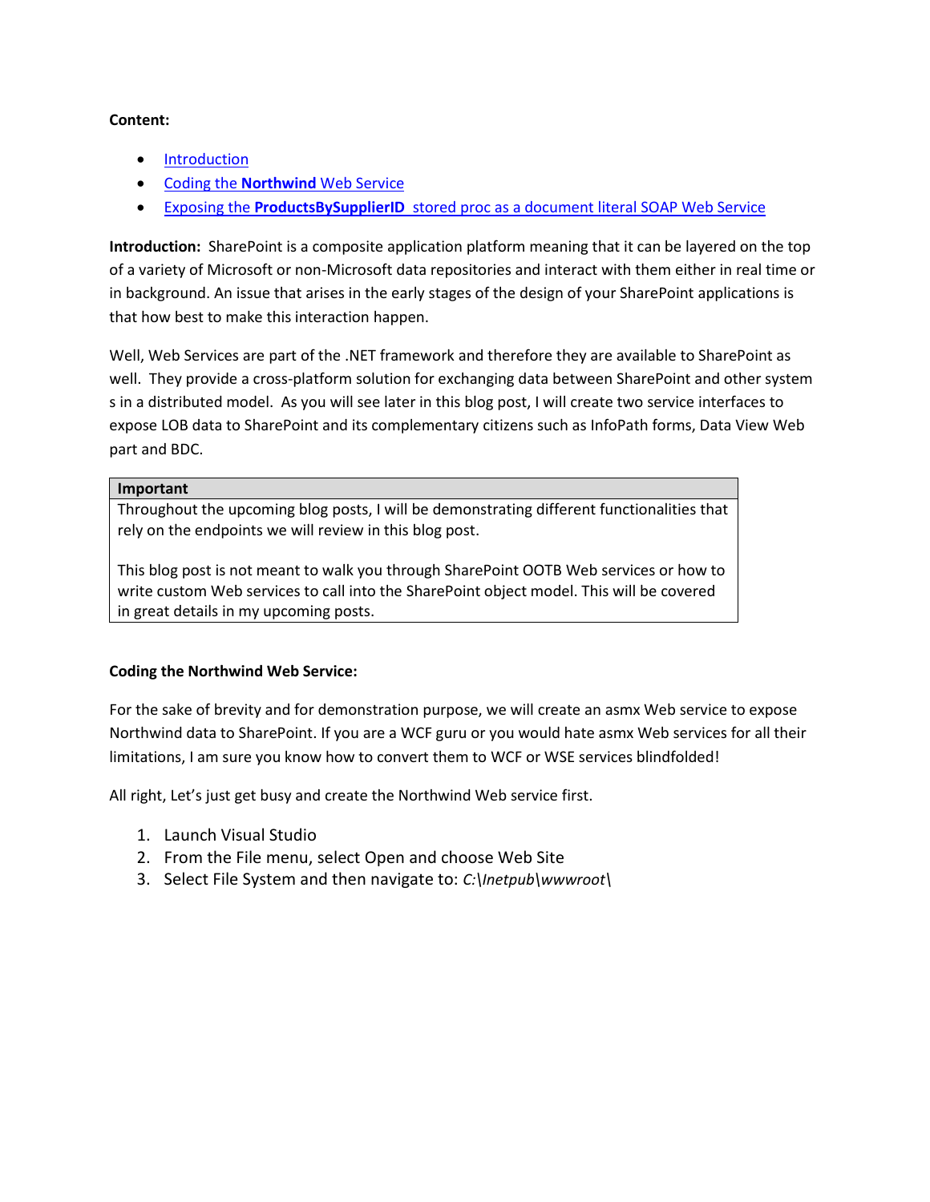**Content:**

- Introduction
- Coding the **Northwind** Web Service
- Exposing the **ProductsBySupplierID** stored proc as a document literal SOAP Web Service

**Introduction:** SharePoint is a composite application platform meaning that it can be layered on the top of a variety of Microsoft or non-Microsoft data repositories and interact with them either in real time or in background. An issue that arises in the early stages of the design of your SharePoint applications is that how best to make this interaction happen.

Well, Web Services are part of the .NET framework and therefore they are available to SharePoint as well. They provide a cross-platform solution for exchanging data between SharePoint and other system s in a distributed model. As you will see later in this blog post, I will create two service interfaces to expose LOB data to SharePoint and its complementary citizens such as InfoPath forms, Data View Web part and BDC.

| **Important** |
|---|
| Throughout the upcoming blog posts, I will be demonstrating different functionalities that rely on the endpoints we will review in this blog post.<br><br>This blog post is not meant to walk you through SharePoint OOTB Web services or how to write custom Web services to call into the SharePoint object model. This will be covered in great details in my upcoming posts. |

**Coding the Northwind Web Service:**

For the sake of brevity and for demonstration purpose, we will create an asmx Web service to expose Northwind data to SharePoint. If you are a WCF guru or you would hate asmx Web services for all their limitations, I am sure you know how to convert them to WCF or WSE services blindfolded!

All right, Let's just get busy and create the Northwind Web service first.

1. Launch Visual Studio
2. From the File menu, select Open and choose Web Site
3. Select File System and then navigate to: *C:\Inetpub\wwwroot\*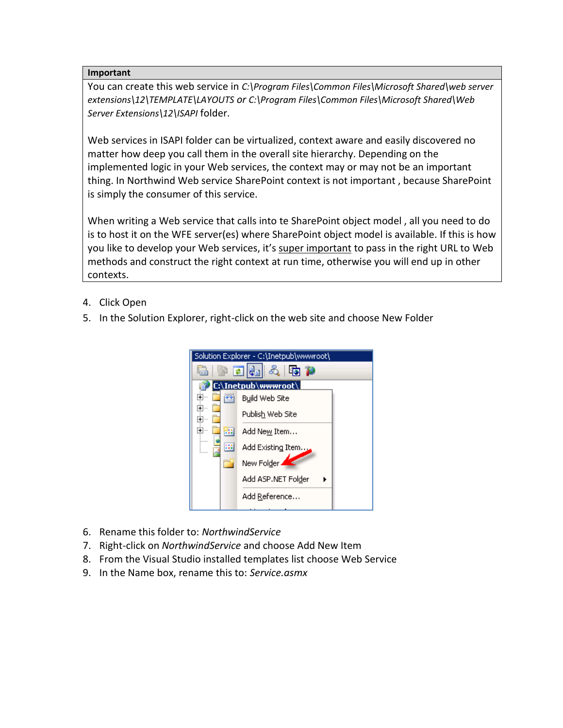| **Important** |
| --- |
| You can create this web service in *C:\Program Files\Common Files\Microsoft Shared\web server extensions\12\TEMPLATE\LAYOUTS or C:\Program Files\Common Files\Microsoft Shared\Web Server Extensions\12\ISAPI* folder.<br><br>Web services in ISAPI folder can be virtualized, context aware and easily discovered no matter how deep you call them in the overall site hierarchy. Depending on the implemented logic in your Web services, the context may or may not be an important thing. In Northwind Web service SharePoint context is not important , because SharePoint is simply the consumer of this service.<br><br>When writing a Web service that calls into te SharePoint object model , all you need to do is to host it on the WFE server(es) where SharePoint object model is available. If this is how you like to develop your Web services, it's <u>super important</u> to pass in the right URL to Web methods and construct the right context at run time, otherwise you will end up in other contexts. |

4. Click Open
5. In the Solution Explorer, right-click on the web site and choose New Folder

6. Rename this folder to: *NorthwindService*
7. Right-click on *NorthwindService* and choose Add New Item
8. From the Visual Studio installed templates list choose Web Service
9. In the Name box, rename this to: *Service.asmx*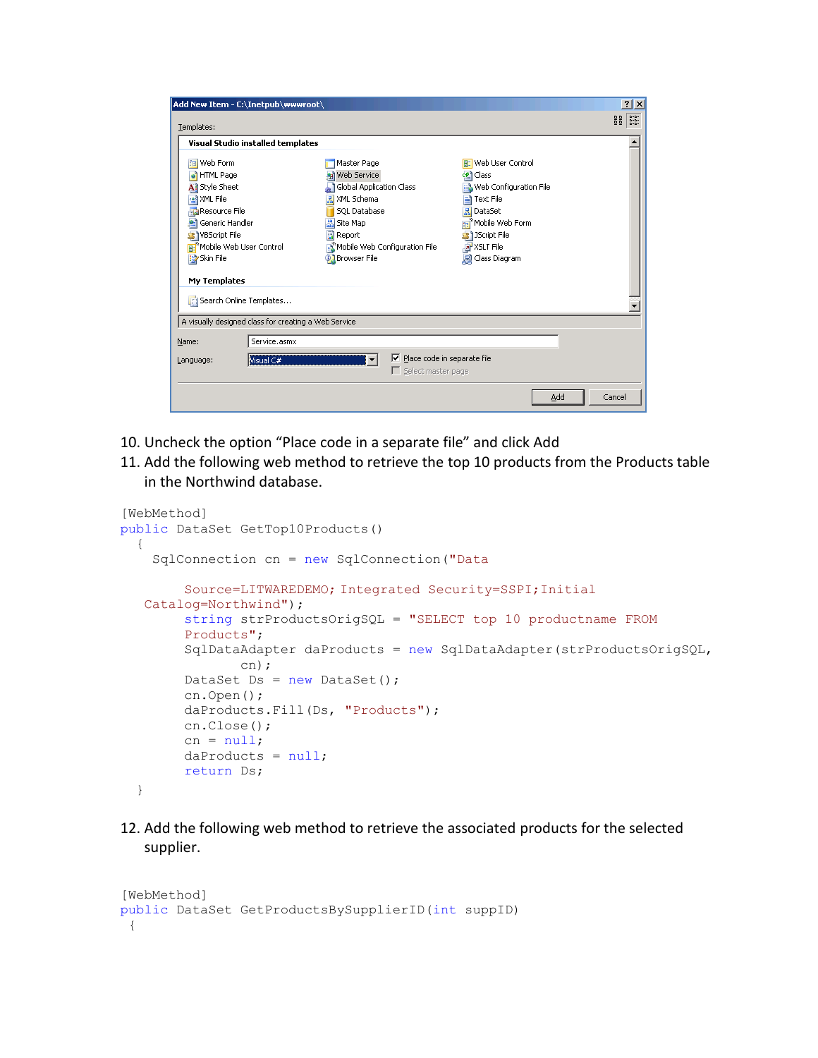10. Uncheck the option “Place code in a separate file” and click Add
11. Add the following web method to retrieve the top 10 products from the Products table in the Northwind database.

```
[WebMethod]
public DataSet GetTop10Products()
  {
    SqlConnection cn = new SqlConnection("Data 

        Source=LITWAREDEMO; Integrated Security=SSPI;Initial 
   Catalog=Northwind");
        string strProductsOrigSQL = "SELECT top 10 productname FROM 
        Products";
        SqlDataAdapter daProducts = new SqlDataAdapter(strProductsOrigSQL, 
               cn);
        DataSet Ds = new DataSet();
        cn.Open();
        daProducts.Fill(Ds, "Products");
        cn.Close();
        cn = null;
        daProducts = null;
        return Ds;
  }
```

12. Add the following web method to retrieve the associated products for the selected supplier.

```
[WebMethod]
public DataSet GetProductsBySupplierID(int suppID)
 {
```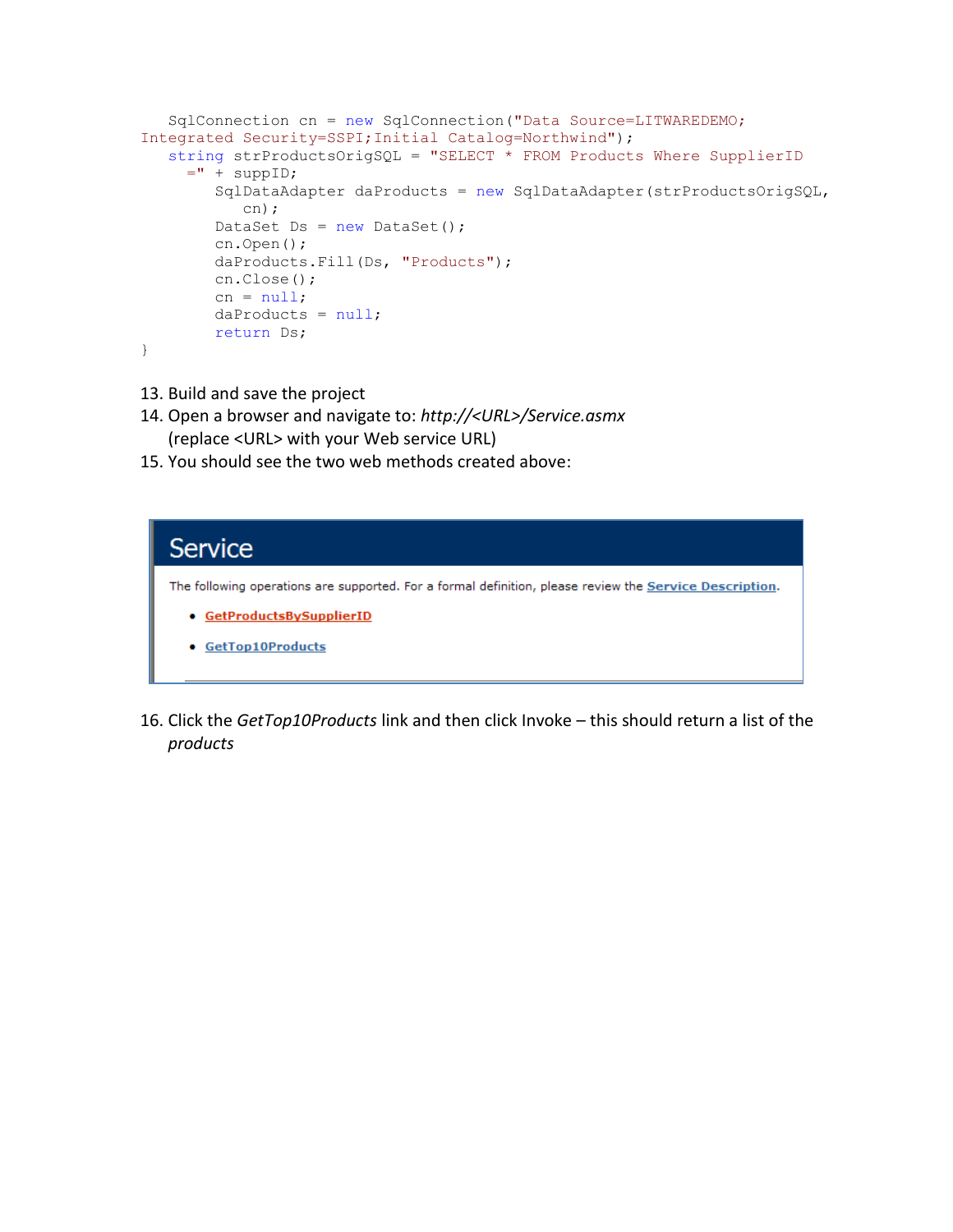```
    SqlConnection cn = new SqlConnection("Data Source=LITWAREDEMO;
Integrated Security=SSPI;Initial Catalog=Northwind");
    string strProductsOrigSQL = "SELECT * FROM Products Where SupplierID
      =" + suppID;
        SqlDataAdapter daProducts = new SqlDataAdapter(strProductsOrigSQL,
           cn);
        DataSet Ds = new DataSet();
        cn.Open();
        daProducts.Fill(Ds, "Products");
        cn.Close();
        cn = null;
        daProducts = null;
        return Ds;
}
```

13. Build and save the project
14. Open a browser and navigate to: *http://<URL>/Service.asmx*
    (replace <URL> with your Web service URL)
15. You should see the two web methods created above:

**Service**

The following operations are supported. For a formal definition, please review the Service Description.

- GetProductsBySupplierID
- GetTop10Products

16. Click the *GetTop10Products* link and then click Invoke – this should return a list of the *products*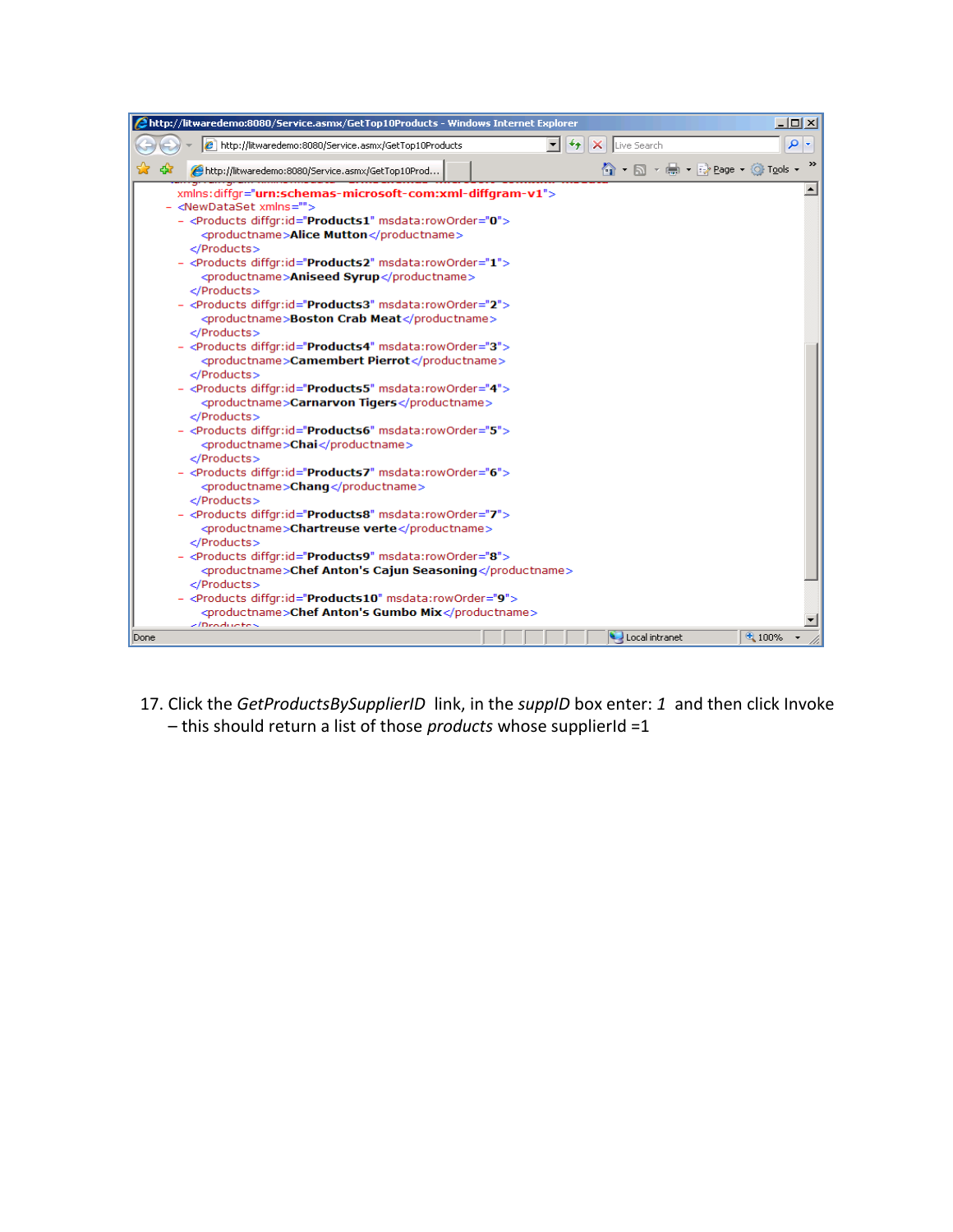```
http://litwaredemo:8080/Service.asmx/GetTop10Products - Windows Internet Explorer

xmlns:diffgr="urn:schemas-microsoft-com:xml-diffgram-v1">
- <NewDataSet xmlns="">
  - <Products diffgr:id="Products1" msdata:rowOrder="0">
      <productname>Alice Mutton</productname>
    </Products>
  - <Products diffgr:id="Products2" msdata:rowOrder="1">
      <productname>Aniseed Syrup</productname>
    </Products>
  - <Products diffgr:id="Products3" msdata:rowOrder="2">
      <productname>Boston Crab Meat</productname>
    </Products>
  - <Products diffgr:id="Products4" msdata:rowOrder="3">
      <productname>Camembert Pierrot</productname>
    </Products>
  - <Products diffgr:id="Products5" msdata:rowOrder="4">
      <productname>Carnarvon Tigers</productname>
    </Products>
  - <Products diffgr:id="Products6" msdata:rowOrder="5">
      <productname>Chai</productname>
    </Products>
  - <Products diffgr:id="Products7" msdata:rowOrder="6">
      <productname>Chang</productname>
    </Products>
  - <Products diffgr:id="Products8" msdata:rowOrder="7">
      <productname>Chartreuse verte</productname>
    </Products>
  - <Products diffgr:id="Products9" msdata:rowOrder="8">
      <productname>Chef Anton's Cajun Seasoning</productname>
    </Products>
  - <Products diffgr:id="Products10" msdata:rowOrder="9">
      <productname>Chef Anton's Gumbo Mix</productname>
    </Products>
```

17. Click the *GetProductsBySupplierID* link, in the *suppID* box enter: *1* and then click Invoke – this should return a list of those *products* whose supplierId =1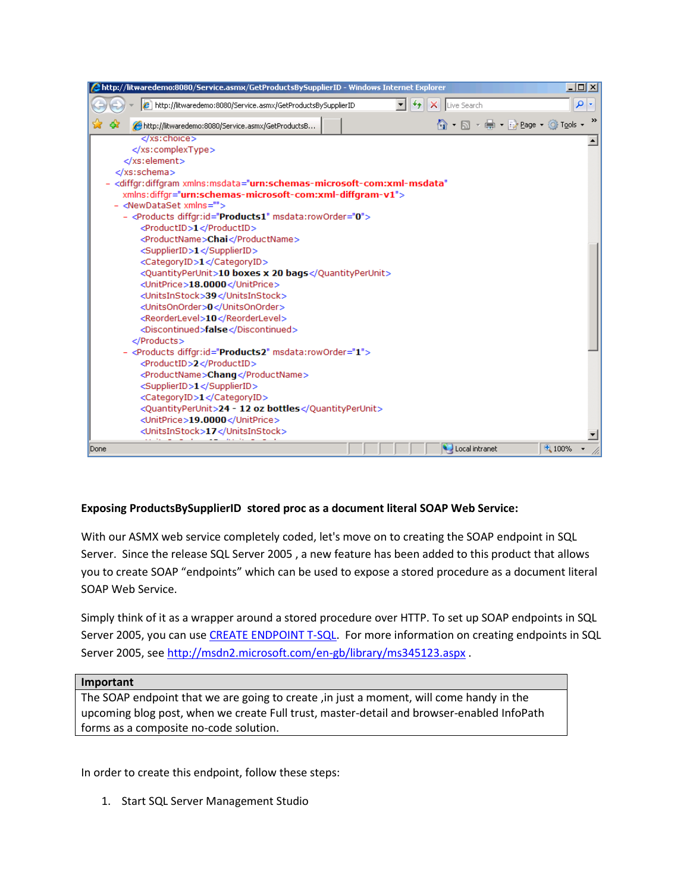```
        </xs:choice>
      </xs:complexType>
    </xs:element>
  </xs:schema>
- <diffgr:diffgram xmlns:msdata="urn:schemas-microsoft-com:xml-msdata"
    xmlns:diffgr="urn:schemas-microsoft-com:xml-diffgram-v1">
  - <NewDataSet xmlns="">
    - <Products diffgr:id="Products1" msdata:rowOrder="0">
        <ProductID>1</ProductID>
        <ProductName>Chai</ProductName>
        <SupplierID>1</SupplierID>
        <CategoryID>1</CategoryID>
        <QuantityPerUnit>10 boxes x 20 bags</QuantityPerUnit>
        <UnitPrice>18.0000</UnitPrice>
        <UnitsInStock>39</UnitsInStock>
        <UnitsOnOrder>0</UnitsOnOrder>
        <ReorderLevel>10</ReorderLevel>
        <Discontinued>false</Discontinued>
      </Products>
    - <Products diffgr:id="Products2" msdata:rowOrder="1">
        <ProductID>2</ProductID>
        <ProductName>Chang</ProductName>
        <SupplierID>1</SupplierID>
        <CategoryID>1</CategoryID>
        <QuantityPerUnit>24 - 12 oz bottles</QuantityPerUnit>
        <UnitPrice>19.0000</UnitPrice>
        <UnitsInStock>17</UnitsInStock>
```

**Exposing ProductsBySupplierID stored proc as a document literal SOAP Web Service:**

With our ASMX web service completely coded, let's move on to creating the SOAP endpoint in SQL Server. Since the release SQL Server 2005 , a new feature has been added to this product that allows you to create SOAP "endpoints" which can be used to expose a stored procedure as a document literal SOAP Web Service.

Simply think of it as a wrapper around a stored procedure over HTTP. To set up SOAP endpoints in SQL Server 2005, you can use CREATE ENDPOINT T-SQL. For more information on creating endpoints in SQL Server 2005, see http://msdn2.microsoft.com/en-gb/library/ms345123.aspx .

| Important |
| --- |
| The SOAP endpoint that we are going to create ,in just a moment, will come handy in the upcoming blog post, when we create Full trust, master-detail and browser-enabled InfoPath forms as a composite no-code solution. |

In order to create this endpoint, follow these steps:

1. Start SQL Server Management Studio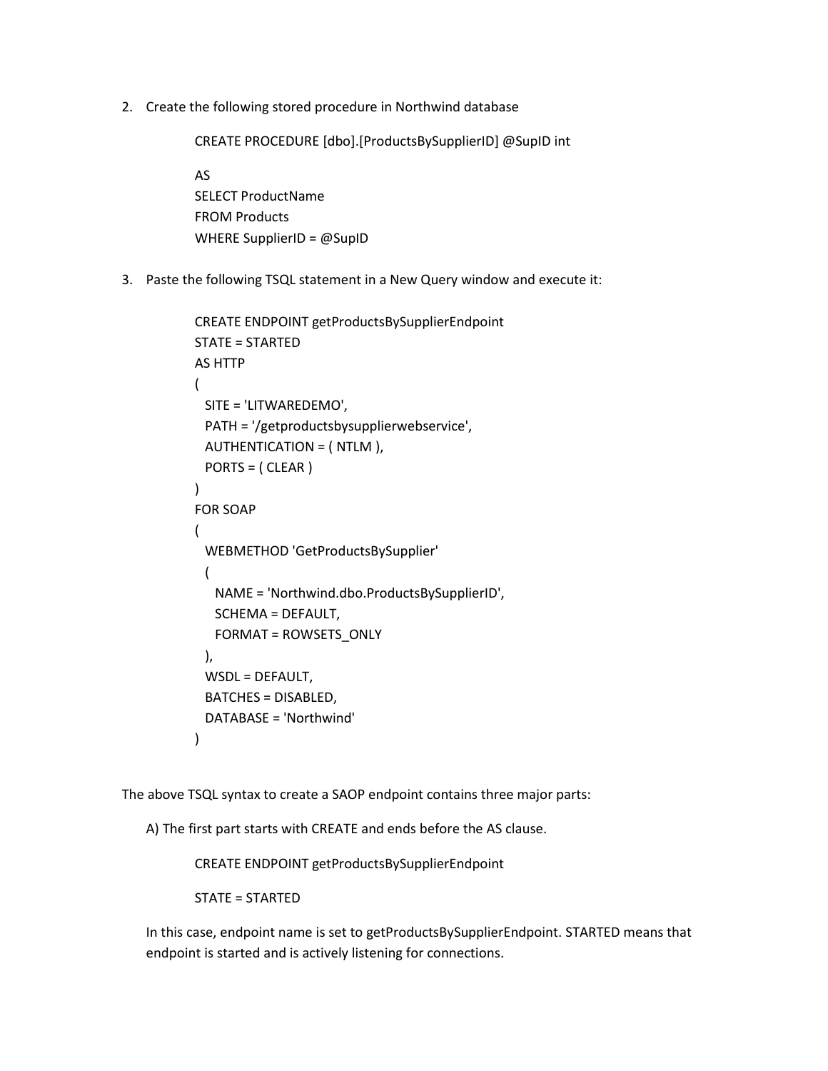2. Create the following stored procedure in Northwind database

```
CREATE PROCEDURE [dbo].[ProductsBySupplierID] @SupID int

AS
SELECT ProductName
FROM Products
WHERE SupplierID = @SupID
```

3. Paste the following TSQL statement in a New Query window and execute it:

```
CREATE ENDPOINT getProductsBySupplierEndpoint
STATE = STARTED
AS HTTP
(
  SITE = 'LITWAREDEMO',
  PATH = '/getproductsbysupplierwebservice',
  AUTHENTICATION = ( NTLM ),
  PORTS = ( CLEAR )
)
FOR SOAP
(
  WEBMETHOD 'GetProductsBySupplier'
  (
    NAME = 'Northwind.dbo.ProductsBySupplierID',
    SCHEMA = DEFAULT,
    FORMAT = ROWSETS_ONLY
  ),
  WSDL = DEFAULT,
  BATCHES = DISABLED,
  DATABASE = 'Northwind'
)
```

The above TSQL syntax to create a SAOP endpoint contains three major parts:

A) The first part starts with CREATE and ends before the AS clause.

```
CREATE ENDPOINT getProductsBySupplierEndpoint

STATE = STARTED
```

In this case, endpoint name is set to getProductsBySupplierEndpoint. STARTED means that endpoint is started and is actively listening for connections.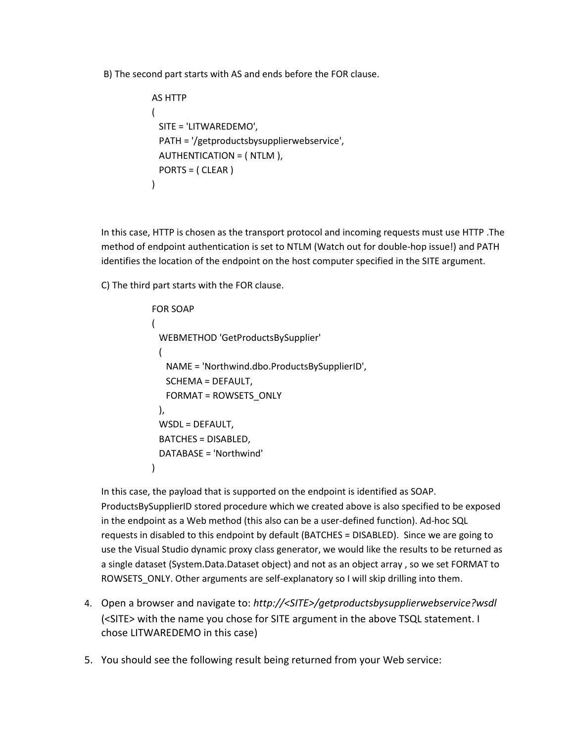B) The second part starts with AS and ends before the FOR clause.

```
AS HTTP
(
  SITE = 'LITWAREDEMO',
  PATH = '/getproductsbysupplierwebservice',
  AUTHENTICATION = ( NTLM ),
  PORTS = ( CLEAR )
)
```

In this case, HTTP is chosen as the transport protocol and incoming requests must use HTTP .The method of endpoint authentication is set to NTLM (Watch out for double-hop issue!) and PATH identifies the location of the endpoint on the host computer specified in the SITE argument.

C) The third part starts with the FOR clause.

```
FOR SOAP
(
  WEBMETHOD 'GetProductsBySupplier'
  (
    NAME = 'Northwind.dbo.ProductsBySupplierID',
    SCHEMA = DEFAULT,
    FORMAT = ROWSETS_ONLY
  ),
  WSDL = DEFAULT,
  BATCHES = DISABLED,
  DATABASE = 'Northwind'
)
```

In this case, the payload that is supported on the endpoint is identified as SOAP. ProductsBySupplierID stored procedure which we created above is also specified to be exposed in the endpoint as a Web method (this also can be a user-defined function). Ad-hoc SQL requests in disabled to this endpoint by default (BATCHES = DISABLED). Since we are going to use the Visual Studio dynamic proxy class generator, we would like the results to be returned as a single dataset (System.Data.Dataset object) and not as an object array , so we set FORMAT to ROWSETS_ONLY. Other arguments are self-explanatory so I will skip drilling into them.

4. Open a browser and navigate to: *http://<SITE>/getproductsbysupplierwebservice?wsdl* (<SITE> with the name you chose for SITE argument in the above TSQL statement. I chose LITWAREDEMO in this case)

5. You should see the following result being returned from your Web service: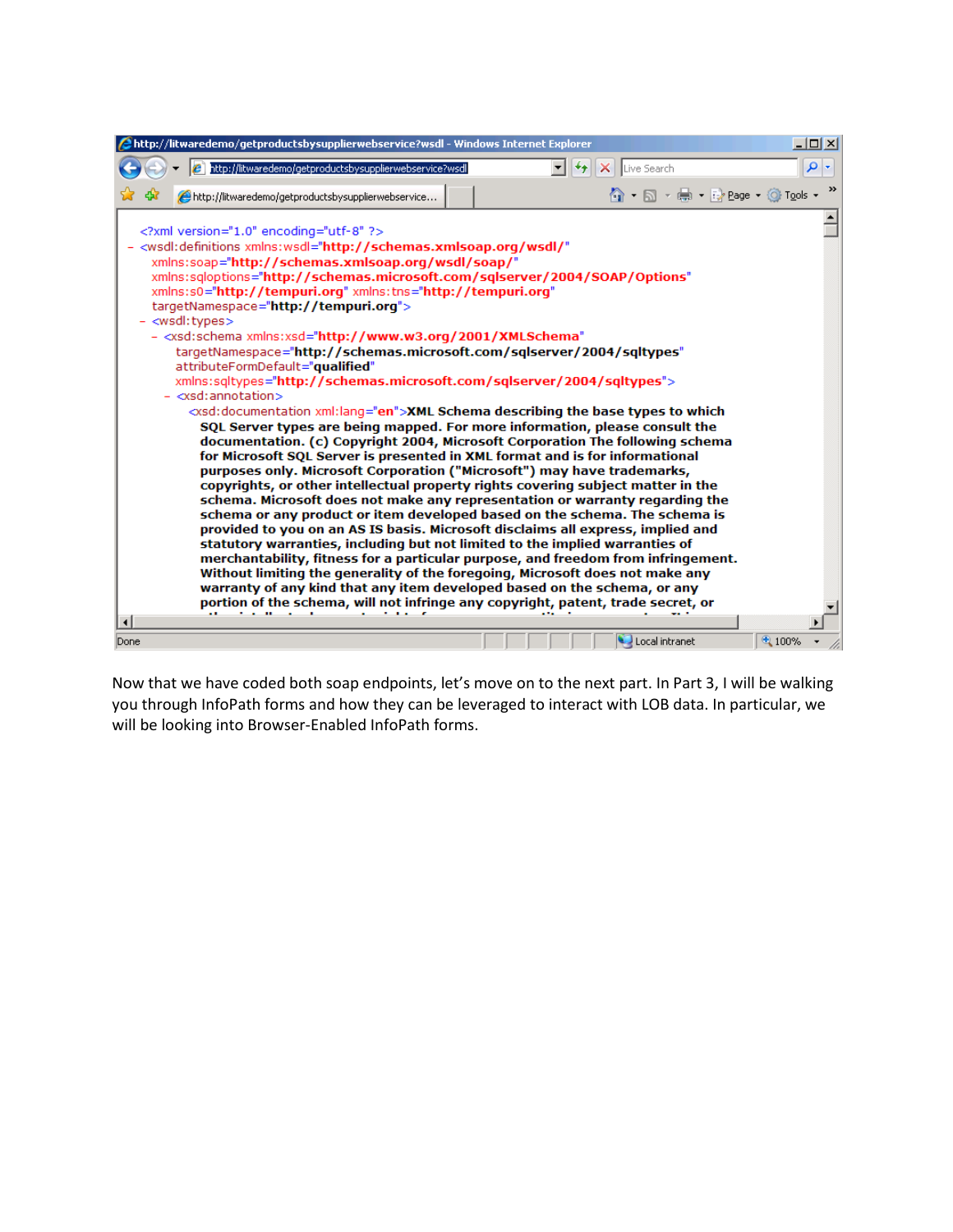Now that we have coded both soap endpoints, let's move on to the next part. In Part 3, I will be walking you through InfoPath forms and how they can be leveraged to interact with LOB data. In particular, we will be looking into Browser-Enabled InfoPath forms.